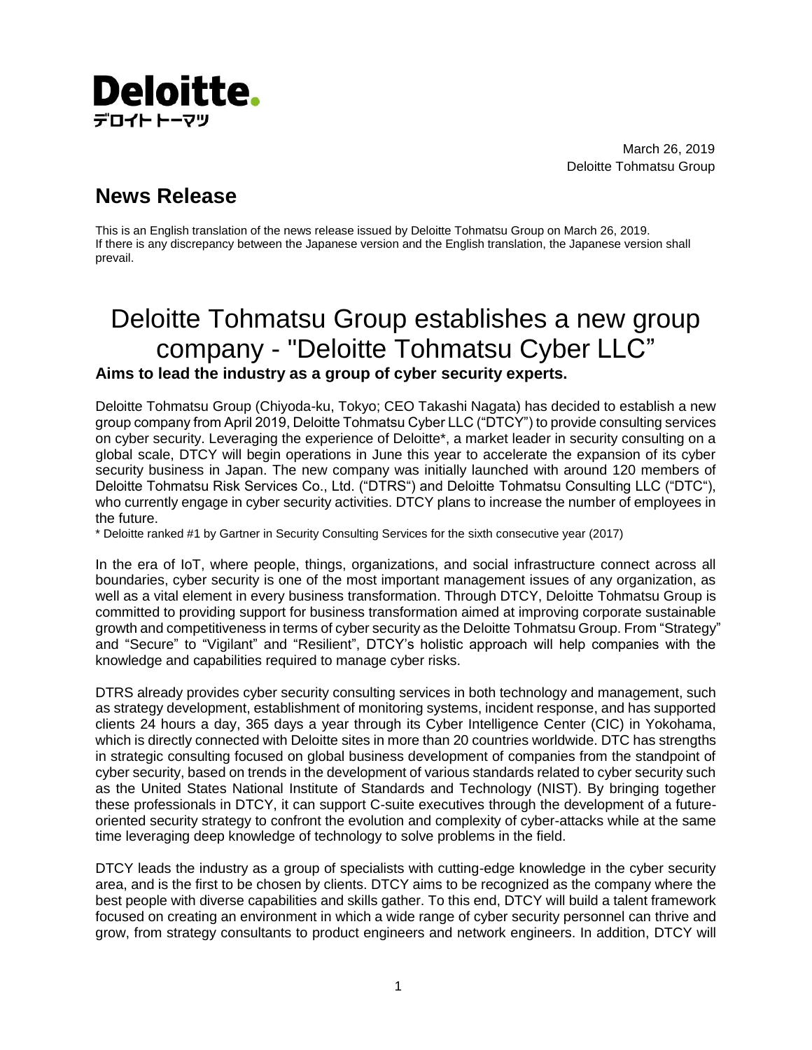Deloitte.
デロイト トーマツ

March 26, 2019
Deloitte Tohmatsu Group

## News Release

This is an English translation of the news release issued by Deloitte Tohmatsu Group on March 26, 2019.
If there is any discrepancy between the Japanese version and the English translation, the Japanese version shall prevail.

# Deloitte Tohmatsu Group establishes a new group company - "Deloitte Tohmatsu Cyber LLC"

**Aims to lead the industry as a group of cyber security experts.**

Deloitte Tohmatsu Group (Chiyoda-ku, Tokyo; CEO Takashi Nagata) has decided to establish a new group company from April 2019, Deloitte Tohmatsu Cyber LLC ("DTCY") to provide consulting services on cyber security. Leveraging the experience of Deloitte*, a market leader in security consulting on a global scale, DTCY will begin operations in June this year to accelerate the expansion of its cyber security business in Japan. The new company was initially launched with around 120 members of Deloitte Tohmatsu Risk Services Co., Ltd. ("DTRS") and Deloitte Tohmatsu Consulting LLC ("DTC"), who currently engage in cyber security activities. DTCY plans to increase the number of employees in the future.

\* Deloitte ranked #1 by Gartner in Security Consulting Services for the sixth consecutive year (2017)

In the era of IoT, where people, things, organizations, and social infrastructure connect across all boundaries, cyber security is one of the most important management issues of any organization, as well as a vital element in every business transformation. Through DTCY, Deloitte Tohmatsu Group is committed to providing support for business transformation aimed at improving corporate sustainable growth and competitiveness in terms of cyber security as the Deloitte Tohmatsu Group. From "Strategy" and "Secure" to "Vigilant" and "Resilient", DTCY's holistic approach will help companies with the knowledge and capabilities required to manage cyber risks.

DTRS already provides cyber security consulting services in both technology and management, such as strategy development, establishment of monitoring systems, incident response, and has supported clients 24 hours a day, 365 days a year through its Cyber Intelligence Center (CIC) in Yokohama, which is directly connected with Deloitte sites in more than 20 countries worldwide. DTC has strengths in strategic consulting focused on global business development of companies from the standpoint of cyber security, based on trends in the development of various standards related to cyber security such as the United States National Institute of Standards and Technology (NIST). By bringing together these professionals in DTCY, it can support C-suite executives through the development of a future-oriented security strategy to confront the evolution and complexity of cyber-attacks while at the same time leveraging deep knowledge of technology to solve problems in the field.

DTCY leads the industry as a group of specialists with cutting-edge knowledge in the cyber security area, and is the first to be chosen by clients. DTCY aims to be recognized as the company where the best people with diverse capabilities and skills gather. To this end, DTCY will build a talent framework focused on creating an environment in which a wide range of cyber security personnel can thrive and grow, from strategy consultants to product engineers and network engineers. In addition, DTCY will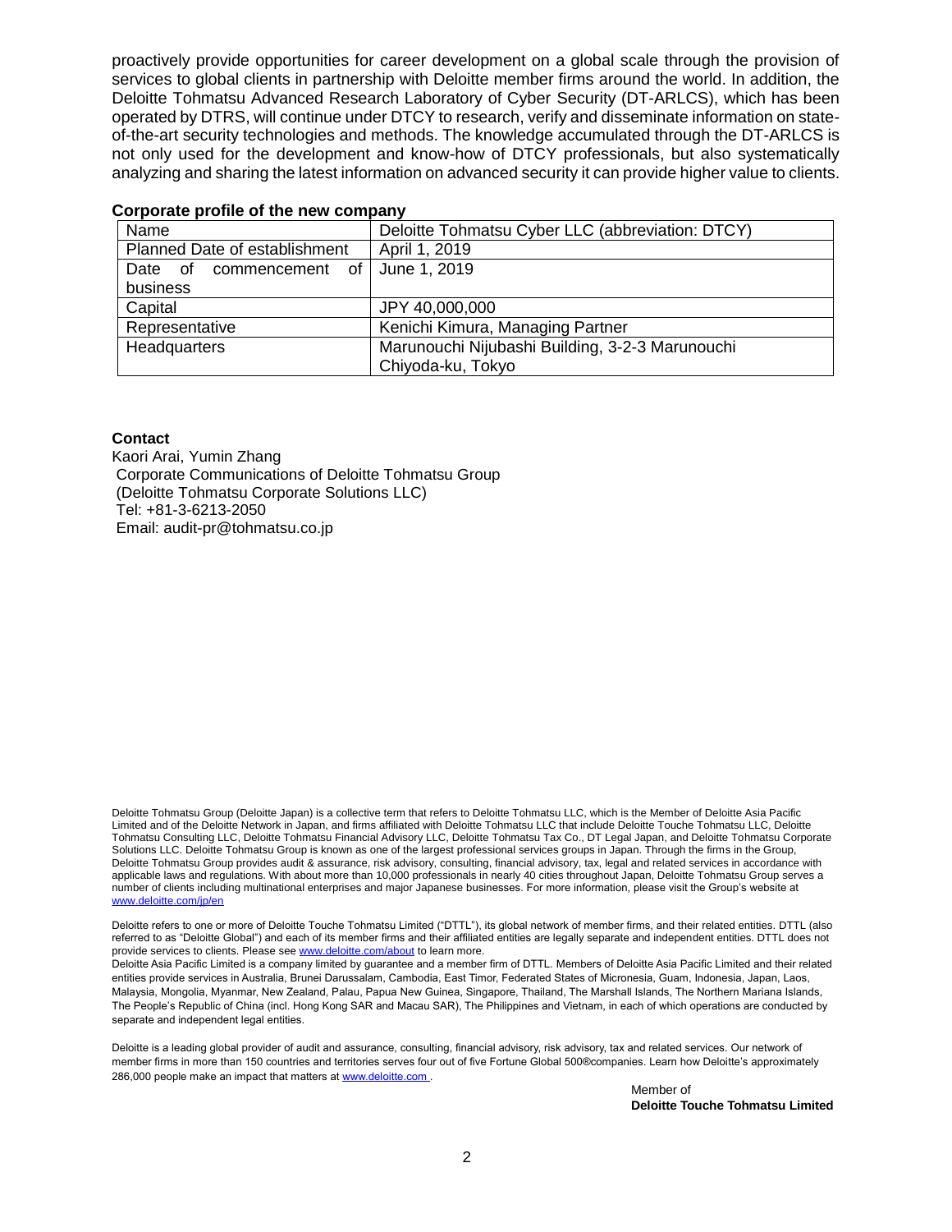proactively provide opportunities for career development on a global scale through the provision of services to global clients in partnership with Deloitte member firms around the world. In addition, the Deloitte Tohmatsu Advanced Research Laboratory of Cyber Security (DT-ARLCS), which has been operated by DTRS, will continue under DTCY to research, verify and disseminate information on state-of-the-art security technologies and methods. The knowledge accumulated through the DT-ARLCS is not only used for the development and know-how of DTCY professionals, but also systematically analyzing and sharing the latest information on advanced security it can provide higher value to clients.

**Corporate profile of the new company**

| | |
|---|---|
| Name | Deloitte Tohmatsu Cyber LLC (abbreviation: DTCY) |
| Planned Date of establishment | April 1, 2019 |
| Date of commencement of business | June 1, 2019 |
| Capital | JPY 40,000,000 |
| Representative | Kenichi Kimura, Managing Partner |
| Headquarters | Marunouchi Nijubashi Building, 3-2-3 Marunouchi Chiyoda-ku, Tokyo |

**Contact**

Kaori Arai, Yumin Zhang
Corporate Communications of Deloitte Tohmatsu Group
(Deloitte Tohmatsu Corporate Solutions LLC)
Tel: +81-3-6213-2050
Email: audit-pr@tohmatsu.co.jp

Deloitte Tohmatsu Group (Deloitte Japan) is a collective term that refers to Deloitte Tohmatsu LLC, which is the Member of Deloitte Asia Pacific Limited and of the Deloitte Network in Japan, and firms affiliated with Deloitte Tohmatsu LLC that include Deloitte Touche Tohmatsu LLC, Deloitte Tohmatsu Consulting LLC, Deloitte Tohmatsu Financial Advisory LLC, Deloitte Tohmatsu Tax Co., DT Legal Japan, and Deloitte Tohmatsu Corporate Solutions LLC. Deloitte Tohmatsu Group is known as one of the largest professional services groups in Japan. Through the firms in the Group, Deloitte Tohmatsu Group provides audit & assurance, risk advisory, consulting, financial advisory, tax, legal and related services in accordance with applicable laws and regulations. With about more than 10,000 professionals in nearly 40 cities throughout Japan, Deloitte Tohmatsu Group serves a number of clients including multinational enterprises and major Japanese businesses. For more information, please visit the Group's website at www.deloitte.com/jp/en

Deloitte refers to one or more of Deloitte Touche Tohmatsu Limited ("DTTL"), its global network of member firms, and their related entities. DTTL (also referred to as "Deloitte Global") and each of its member firms and their affiliated entities are legally separate and independent entities. DTTL does not provide services to clients. Please see www.deloitte.com/about to learn more.
Deloitte Asia Pacific Limited is a company limited by guarantee and a member firm of DTTL. Members of Deloitte Asia Pacific Limited and their related entities provide services in Australia, Brunei Darussalam, Cambodia, East Timor, Federated States of Micronesia, Guam, Indonesia, Japan, Laos, Malaysia, Mongolia, Myanmar, New Zealand, Palau, Papua New Guinea, Singapore, Thailand, The Marshall Islands, The Northern Mariana Islands, The People's Republic of China (incl. Hong Kong SAR and Macau SAR), The Philippines and Vietnam, in each of which operations are conducted by separate and independent legal entities.

Deloitte is a leading global provider of audit and assurance, consulting, financial advisory, risk advisory, tax and related services. Our network of member firms in more than 150 countries and territories serves four out of five Fortune Global 500®companies. Learn how Deloitte's approximately 286,000 people make an impact that matters at www.deloitte.com .

Member of
**Deloitte Touche Tohmatsu Limited**